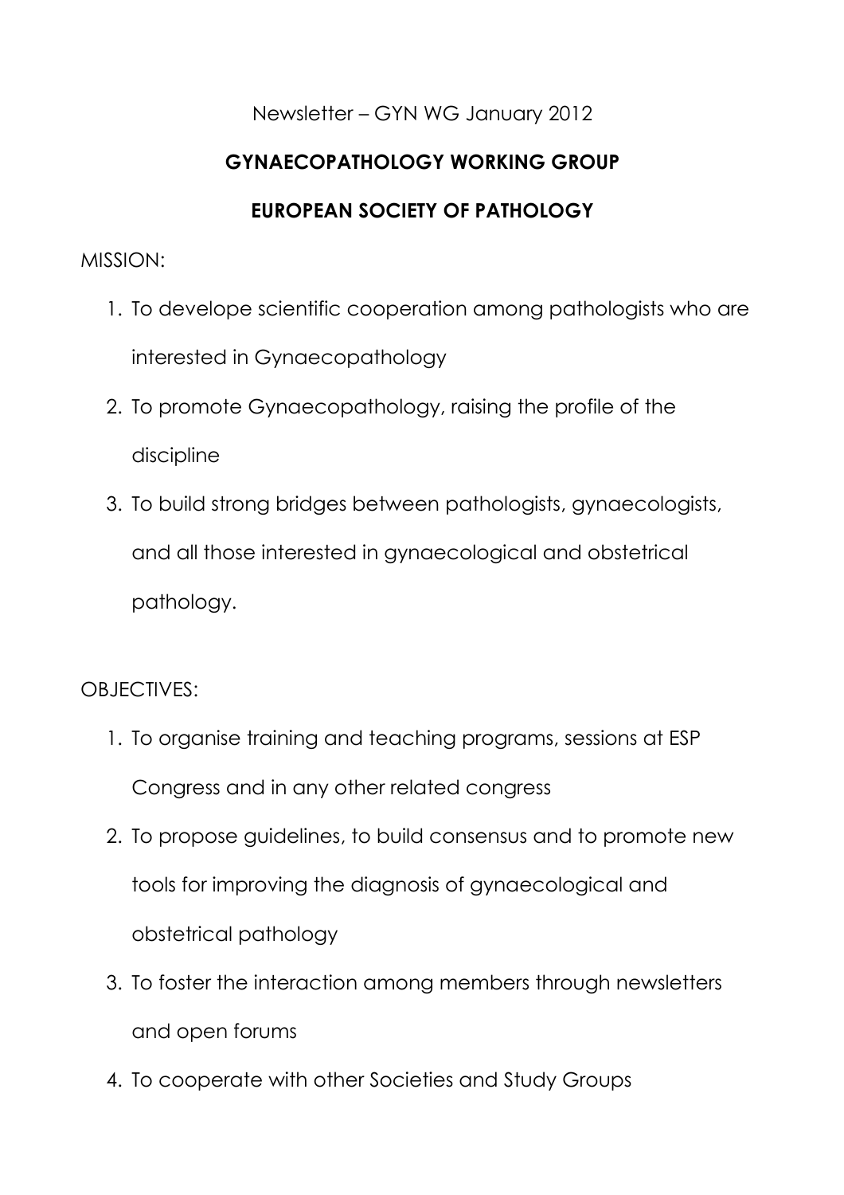Newsletter – GYN WG January 2012

# GYNAECOPATHOLOGY WORKING GROUP

# EUROPEAN SOCIETY OF PATHOLOGY

MISSION:

1. To develope scientific cooperation among pathologists who are interested in Gynaecopathology
2. To promote Gynaecopathology, raising the profile of the discipline
3. To build strong bridges between pathologists, gynaecologists, and all those interested in gynaecological and obstetrical pathology.

OBJECTIVES:

1. To organise training and teaching programs, sessions at ESP Congress and in any other related congress
2. To propose guidelines, to build consensus and to promote new tools for improving the diagnosis of gynaecological and obstetrical pathology
3. To foster the interaction among members through newsletters and open forums
4. To cooperate with other Societies and Study Groups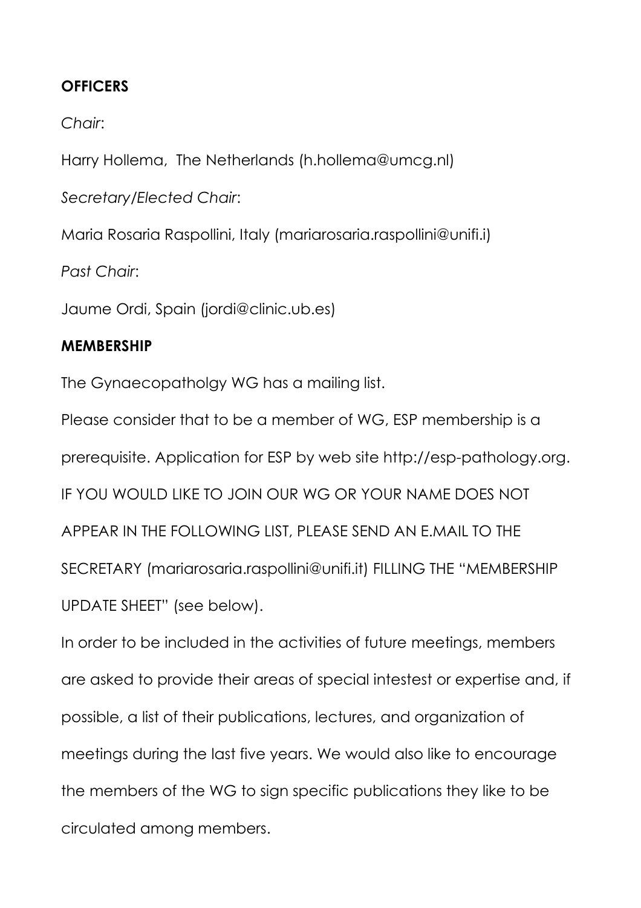**OFFICERS**

*Chair*:

Harry Hollema,  The Netherlands (h.hollema@umcg.nl)

*Secretary/Elected Chair*:

Maria Rosaria Raspollini, Italy (mariarosaria.raspollini@unifi.i)

*Past Chair*:

Jaume Ordi, Spain (jordi@clinic.ub.es)

**MEMBERSHIP**

The Gynaecopatholgy WG has a mailing list.

Please consider that to be a member of WG, ESP membership is a prerequisite. Application for ESP by web site http://esp-pathology.org. IF YOU WOULD LIKE TO JOIN OUR WG OR YOUR NAME DOES NOT APPEAR IN THE FOLLOWING LIST, PLEASE SEND AN E.MAIL TO THE SECRETARY (mariarosaria.raspollini@unifi.it) FILLING THE "MEMBERSHIP UPDATE SHEET" (see below).

In order to be included in the activities of future meetings, members are asked to provide their areas of special intestest or expertise and, if possible, a list of their publications, lectures, and organization of meetings during the last five years. We would also like to encourage the members of the WG to sign specific publications they like to be circulated among members.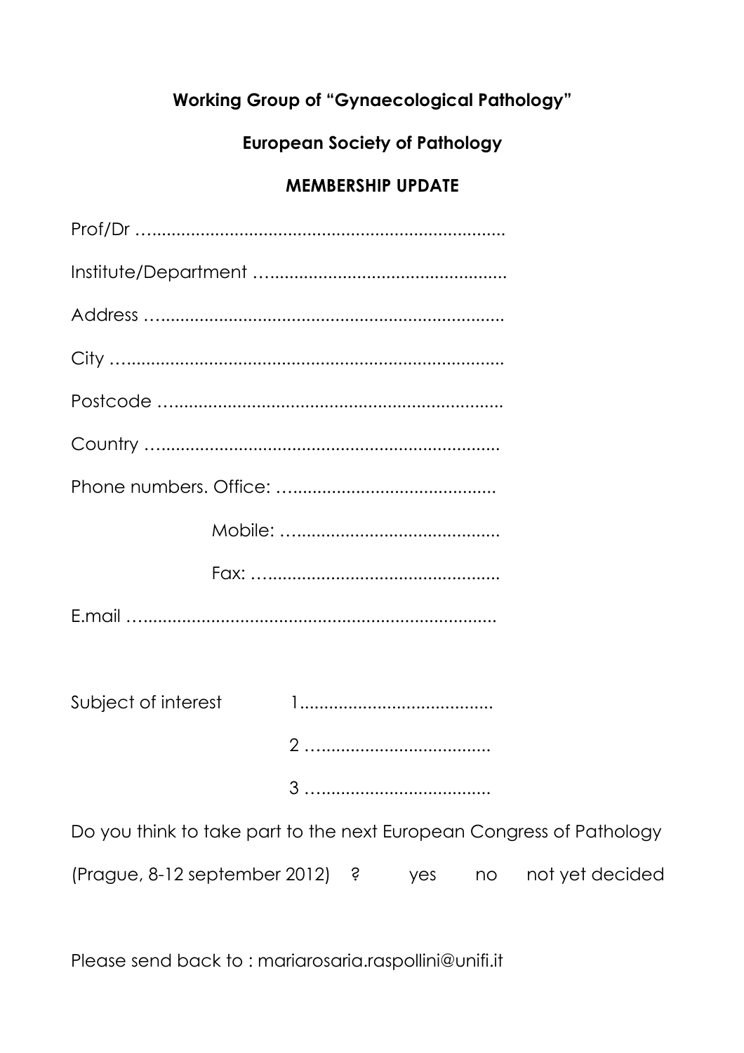**Working Group of "Gynaecological Pathology"**

**European Society of Pathology**

**MEMBERSHIP UPDATE**

Prof/Dr ……………………………………………………………………

Institute/Department …………………………………………………

Address …………………………………………………………………

City ………………………………………………………………………

Postcode …………………………………………………………………

Country ……………………………………………………………………

Phone numbers. Office: ……………………………………………

Mobile: ……………………………………………

Fax: …………………………………………………

E.mail ……………………………………………………………………

Subject of interest 1…………………………………

2 …………………………………

3 …………………………………

Do you think to take part to the next European Congress of Pathology (Prague, 8-12 september 2012) ? yes no not yet decided

Please send back to : mariarosaria.raspollini@unifi.it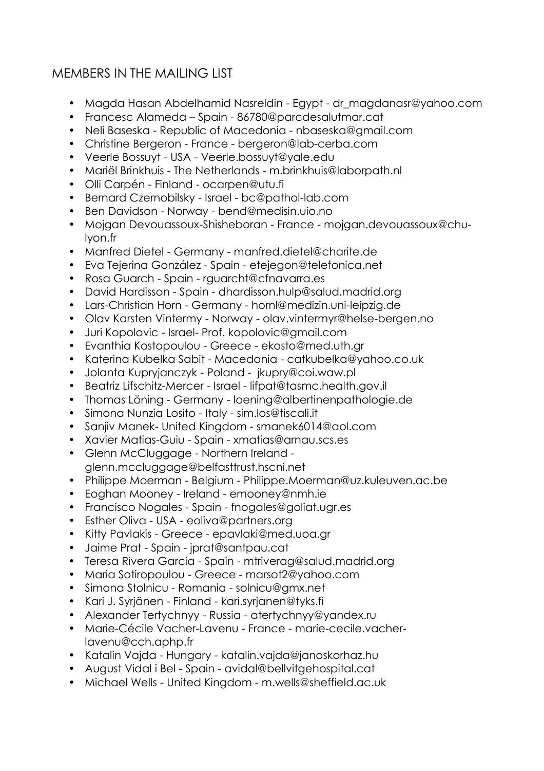## MEMBERS IN THE MAILING LIST

- Magda Hasan Abdelhamid Nasreldin - Egypt - dr_magdanasr@yahoo.com
- Francesc Alameda – Spain - 86780@parcdesalutmar.cat
- Neli Baseska - Republic of Macedonia - nbaseska@gmail.com
- Christine Bergeron - France - bergeron@lab-cerba.com
- Veerle Bossuyt - USA - Veerle.bossuyt@yale.edu
- Mariël Brinkhuis - The Netherlands - m.brinkhuis@laborpath.nl
- Olli Carpén - Finland - ocarpen@utu.fi
- Bernard Czernobilsky - Israel - bc@pathol-lab.com
- Ben Davidson - Norway - bend@medisin.uio.no
- Mojgan Devouassoux-Shisheboran - France - mojgan.devouassoux@chu-lyon.fr
- Manfred Dietel - Germany - manfred.dietel@charite.de
- Eva Tejerina González - Spain - etejegon@telefonica.net
- Rosa Guarch - Spain - rguarcht@cfnavarra.es
- David Hardisson - Spain - dhardisson.hulp@salud.madrid.org
- Lars-Christian Horn - Germany - hornl@medizin.uni-leipzig.de
- Olav Karsten Vintermy - Norway - olav.vintermyr@helse-bergen.no
- Juri Kopolovic - Israel- Prof. kopolovic@gmail.com
- Evanthia Kostopoulou - Greece - ekosto@med.uth.gr
- Katerina Kubelka Sabit - Macedonia - catkubelka@yahoo.co.uk
- Jolanta Kupryjanczyk - Poland - jkupry@coi.waw.pl
- Beatriz Lifschitz-Mercer - Israel - lifpat@tasmc.health.gov.il
- Thomas Löning - Germany - loening@albertinenpathologie.de
- Simona Nunzia Losito - Italy - sim.los@tiscali.it
- Sanjiv Manek- United Kingdom - smanek6014@aol.com
- Xavier Matias-Guiu - Spain - xmatias@arnau.scs.es
- Glenn McCluggage - Northern Ireland - glenn.mccluggage@belfasttrust.hscni.net
- Philippe Moerman - Belgium - Philippe.Moerman@uz.kuleuven.ac.be
- Eoghan Mooney - Ireland - emooney@nmh.ie
- Francisco Nogales - Spain - fnogales@goliat.ugr.es
- Esther Oliva - USA - eoliva@partners.org
- Kitty Pavlakis - Greece - epavlaki@med.uoa.gr
- Jaime Prat - Spain - jprat@santpau.cat
- Teresa Rivera Garcia - Spain - mtriverag@salud.madrid.org
- Maria Sotiropoulou - Greece - marsot2@yahoo.com
- Simona Stolnicu - Romania - solnicu@gmx.net
- Kari J. Syrjänen - Finland - kari.syrjanen@tyks.fi
- Alexander Tertychnyy - Russia - atertychnyy@yandex.ru
- Marie-Cécile Vacher-Lavenu - France - marie-cecile.vacher-lavenu@cch.aphp.fr
- Katalin Vajda - Hungary - katalin.vajda@janoskorhaz.hu
- August Vidal i Bel - Spain - avidal@bellvitgehospital.cat
- Michael Wells - United Kingdom - m.wells@sheffield.ac.uk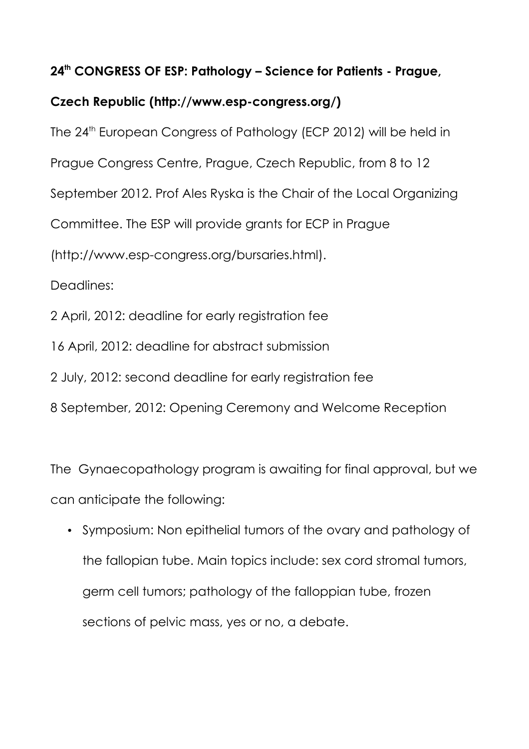**24th CONGRESS OF ESP: Pathology – Science for Patients - Prague, Czech Republic (http://www.esp-congress.org/)**

The 24th European Congress of Pathology (ECP 2012) will be held in Prague Congress Centre, Prague, Czech Republic, from 8 to 12 September 2012. Prof Ales Ryska is the Chair of the Local Organizing Committee. The ESP will provide grants for ECP in Prague (http://www.esp-congress.org/bursaries.html).

Deadlines:

2 April, 2012: deadline for early registration fee

16 April, 2012: deadline for abstract submission

2 July, 2012: second deadline for early registration fee

8 September, 2012: Opening Ceremony and Welcome Reception

The Gynaecopathology program is awaiting for final approval, but we can anticipate the following:

- Symposium: Non epithelial tumors of the ovary and pathology of the fallopian tube. Main topics include: sex cord stromal tumors, germ cell tumors; pathology of the falloppian tube, frozen sections of pelvic mass, yes or no, a debate.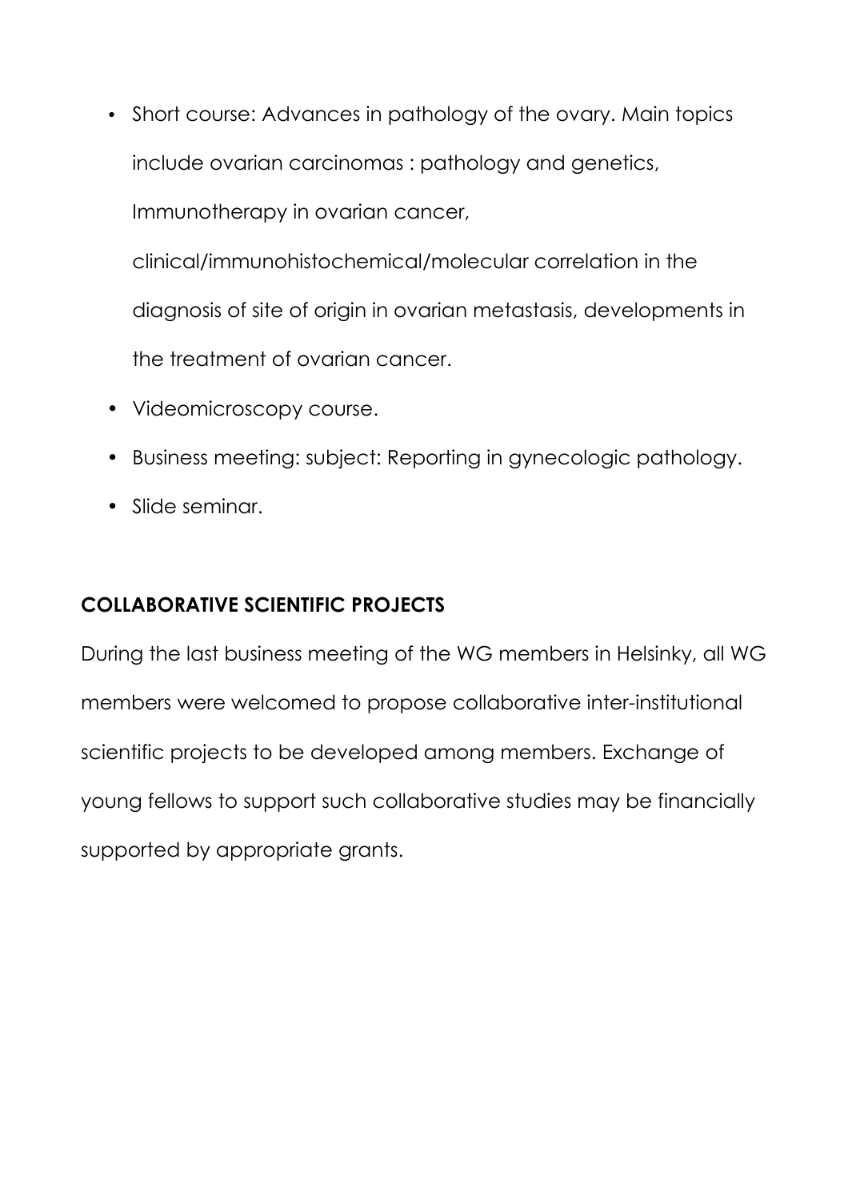- Short course: Advances in pathology of the ovary. Main topics include ovarian carcinomas : pathology and genetics, Immunotherapy in ovarian cancer, clinical/immunohistochemical/molecular correlation in the diagnosis of site of origin in ovarian metastasis, developments in the treatment of ovarian cancer.
- Videomicroscopy course.
- Business meeting: subject: Reporting in gynecologic pathology.
- Slide seminar.

## COLLABORATIVE SCIENTIFIC PROJECTS

During the last business meeting of the WG members in Helsinky, all WG members were welcomed to propose collaborative inter-institutional scientific projects to be developed among members. Exchange of young fellows to support such collaborative studies may be financially supported by appropriate grants.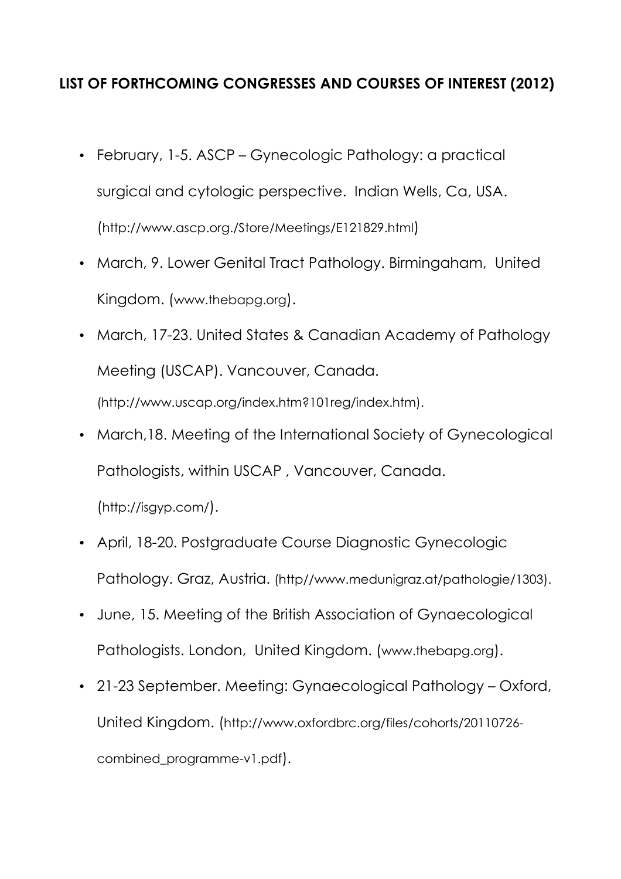## LIST OF FORTHCOMING CONGRESSES AND COURSES OF INTEREST (2012)

- February, 1-5. ASCP – Gynecologic Pathology: a practical surgical and cytologic perspective. Indian Wells, Ca, USA. (http://www.ascp.org./Store/Meetings/E121829.html)
- March, 9. Lower Genital Tract Pathology. Birmingaham, United Kingdom. (www.thebapg.org).
- March, 17-23. United States & Canadian Academy of Pathology Meeting (USCAP). Vancouver, Canada. (http://www.uscap.org/index.htm?101reg/index.htm).
- March,18. Meeting of the International Society of Gynecological Pathologists, within USCAP , Vancouver, Canada. (http://isgyp.com/).
- April, 18-20. Postgraduate Course Diagnostic Gynecologic Pathology. Graz, Austria. (http//www.medunigraz.at/pathologie/1303).
- June, 15. Meeting of the British Association of Gynaecological Pathologists. London, United Kingdom. (www.thebapg.org).
- 21-23 September. Meeting: Gynaecological Pathology – Oxford, United Kingdom. (http://www.oxfordbrc.org/files/cohorts/20110726-combined_programme-v1.pdf).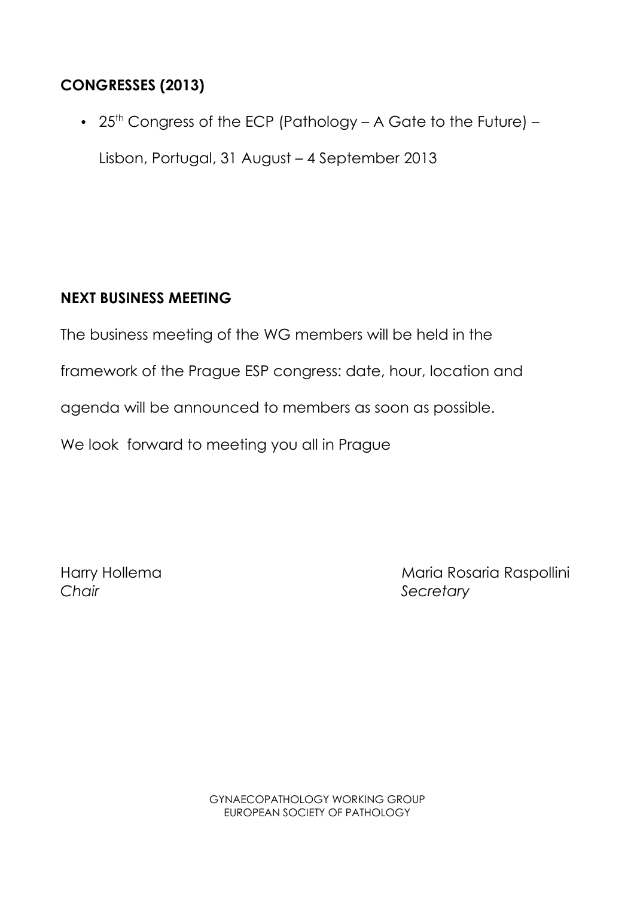## CONGRESSES (2013)

- 25th Congress of the ECP (Pathology – A Gate to the Future) – Lisbon, Portugal, 31 August – 4 September 2013

## NEXT BUSINESS MEETING

The business meeting of the WG members will be held in the framework of the Prague ESP congress: date, hour, location and agenda will be announced to members as soon as possible.

We look forward to meeting you all in Prague

Harry Hollema
*Chair*

Maria Rosaria Raspollini
*Secretary*